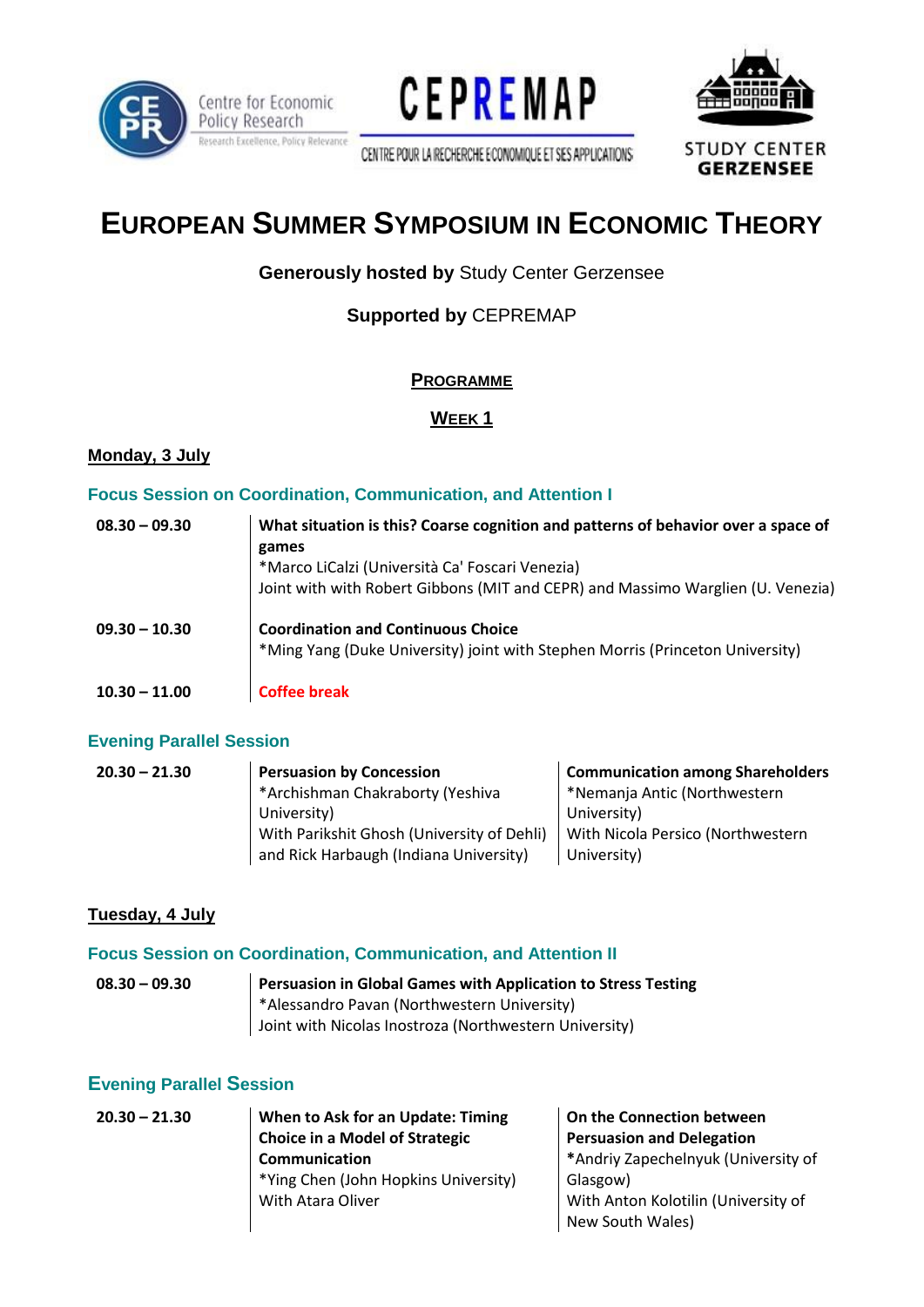Centre for Economic Policy Research
Research Excellence, Policy Relevance

CEPREMAP
CENTRE POUR LA RECHERCHE ECONOMIQUE ET SES APPLICATIONS

STUDY CENTER GERZENSEE

# EUROPEAN SUMMER SYMPOSIUM IN ECONOMIC THEORY

**Generously hosted by** Study Center Gerzensee

**Supported by** CEPREMAP

## PROGRAMME

## WEEK 1

### Monday, 3 July

#### Focus Session on Coordination, Communication, and Attention I

| | |
|---|---|
| **08.30 – 09.30** | **What situation is this? Coarse cognition and patterns of behavior over a space of games**<br>*Marco LiCalzi (Università Ca' Foscari Venezia)<br>Joint with with Robert Gibbons (MIT and CEPR) and Massimo Warglien (U. Venezia) |
| **09.30 – 10.30** | **Coordination and Continuous Choice**<br>*Ming Yang (Duke University) joint with Stephen Morris (Princeton University) |
| **10.30 – 11.00** | **Coffee break** |

#### Evening Parallel Session

| | | |
|---|---|---|
| **20.30 – 21.30** | **Persuasion by Concession**<br>*Archishman Chakraborty (Yeshiva University)<br>With Parikshit Ghosh (University of Dehli) and Rick Harbaugh (Indiana University) | **Communication among Shareholders**<br>*Nemanja Antic (Northwestern University)<br>With Nicola Persico (Northwestern University) |

### Tuesday, 4 July

#### Focus Session on Coordination, Communication, and Attention II

| | |
|---|---|
| **08.30 – 09.30** | **Persuasion in Global Games with Application to Stress Testing**<br>*Alessandro Pavan (Northwestern University)<br>Joint with Nicolas Inostroza (Northwestern University) |

#### Evening Parallel Session

| | | |
|---|---|---|
| **20.30 – 21.30** | **When to Ask for an Update: Timing Choice in a Model of Strategic Communication**<br>*Ying Chen (John Hopkins University)<br>With Atara Oliver | **On the Connection between Persuasion and Delegation**<br>*Andriy Zapechelnyuk (University of Glasgow)<br>With Anton Kolotilin (University of New South Wales) |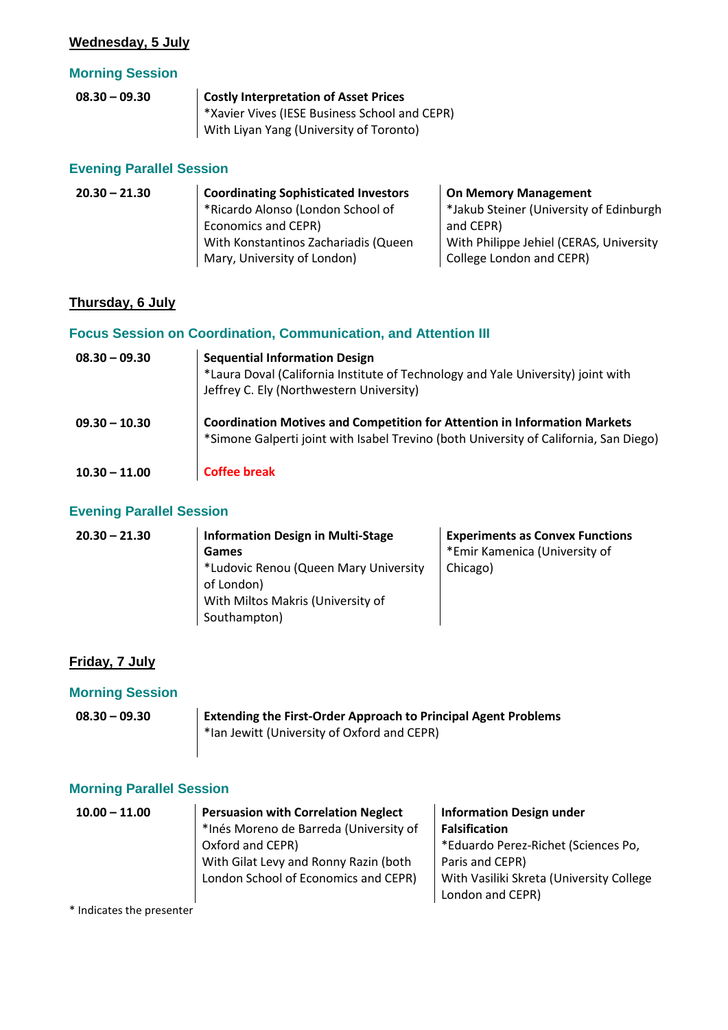## Wednesday, 5 July

### Morning Session

| | |
|---|---|
| **08.30 – 09.30** | **Costly Interpretation of Asset Prices**<br>*Xavier Vives (IESE Business School and CEPR)<br>With Liyan Yang (University of Toronto) |

### Evening Parallel Session

| | | |
|---|---|---|
| **20.30 – 21.30** | **Coordinating Sophisticated Investors**<br>*Ricardo Alonso (London School of Economics and CEPR)<br>With Konstantinos Zachariadis (Queen Mary, University of London) | **On Memory Management**<br>*Jakub Steiner (University of Edinburgh and CEPR)<br>With Philippe Jehiel (CERAS, University College London and CEPR) |

## Thursday, 6 July

### Focus Session on Coordination, Communication, and Attention III

| | |
|---|---|
| **08.30 – 09.30** | **Sequential Information Design**<br>*Laura Doval (California Institute of Technology and Yale University) joint with Jeffrey C. Ely (Northwestern University) |
| **09.30 – 10.30** | **Coordination Motives and Competition for Attention in Information Markets**<br>*Simone Galperti joint with Isabel Trevino (both University of California, San Diego) |
| **10.30 – 11.00** | Coffee break |

### Evening Parallel Session

| | | |
|---|---|---|
| **20.30 – 21.30** | **Information Design in Multi-Stage Games**<br>*Ludovic Renou (Queen Mary University of London)<br>With Miltos Makris (University of Southampton) | **Experiments as Convex Functions**<br>*Emir Kamenica (University of Chicago) |

## Friday, 7 July

### Morning Session

| | |
|---|---|
| **08.30 – 09.30** | **Extending the First-Order Approach to Principal Agent Problems**<br>*Ian Jewitt (University of Oxford and CEPR) |

### Morning Parallel Session

| | | |
|---|---|---|
| **10.00 – 11.00** | **Persuasion with Correlation Neglect**<br>*Inés Moreno de Barreda (University of Oxford and CEPR)<br>With Gilat Levy and Ronny Razin (both London School of Economics and CEPR) | **Information Design under Falsification**<br>*Eduardo Perez-Richet (Sciences Po, Paris and CEPR)<br>With Vasiliki Skreta (University College London and CEPR) |

* Indicates the presenter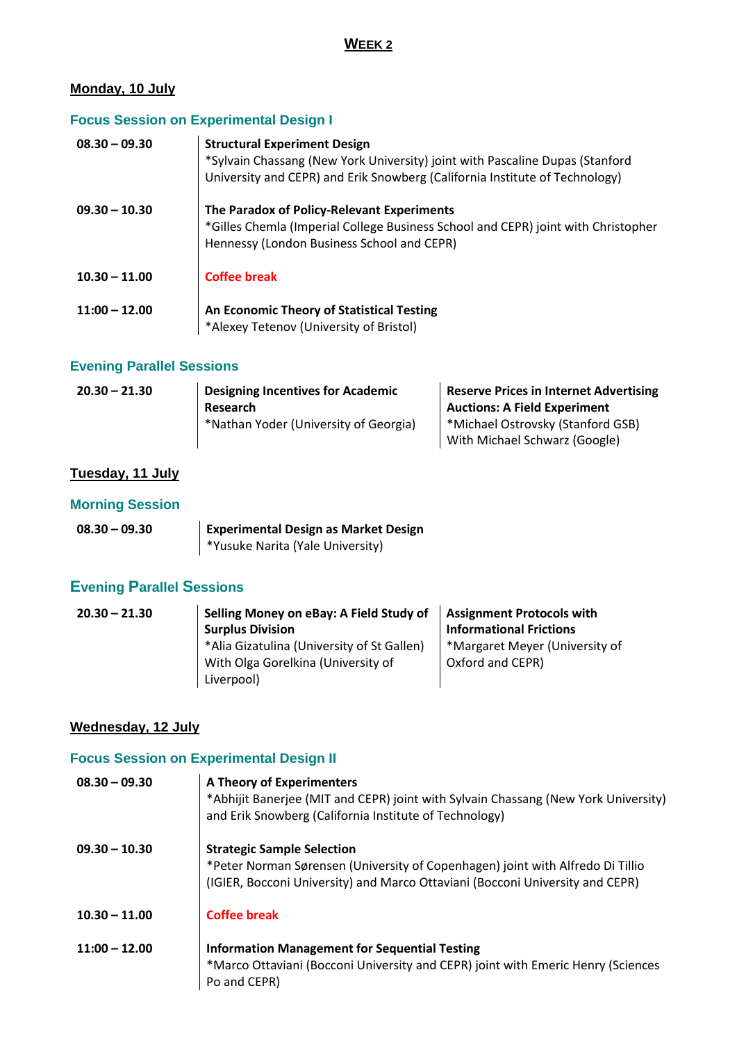# WEEK 2

## Monday, 10 July

### Focus Session on Experimental Design I

| | |
|---|---|
| 08.30 – 09.30 | **Structural Experiment Design**<br>*Sylvain Chassang (New York University) joint with Pascaline Dupas (Stanford University and CEPR) and Erik Snowberg (California Institute of Technology) |
| 09.30 – 10.30 | **The Paradox of Policy-Relevant Experiments**<br>*Gilles Chemla (Imperial College Business School and CEPR) joint with Christopher Hennessy (London Business School and CEPR) |
| 10.30 – 11.00 | **Coffee break** |
| 11:00 – 12.00 | **An Economic Theory of Statistical Testing**<br>*Alexey Tetenov (University of Bristol) |

### Evening Parallel Sessions

| | | |
|---|---|---|
| 20.30 – 21.30 | **Designing Incentives for Academic Research**<br>*Nathan Yoder (University of Georgia) | **Reserve Prices in Internet Advertising Auctions: A Field Experiment**<br>*Michael Ostrovsky (Stanford GSB) With Michael Schwarz (Google) |

## Tuesday, 11 July

### Morning Session

| | |
|---|---|
| 08.30 – 09.30 | **Experimental Design as Market Design**<br>*Yusuke Narita (Yale University) |

### Evening Parallel Sessions

| | | |
|---|---|---|
| 20.30 – 21.30 | **Selling Money on eBay: A Field Study of Surplus Division**<br>*Alia Gizatulina (University of St Gallen) With Olga Gorelkina (University of Liverpool) | **Assignment Protocols with Informational Frictions**<br>*Margaret Meyer (University of Oxford and CEPR) |

## Wednesday, 12 July

### Focus Session on Experimental Design II

| | |
|---|---|
| 08.30 – 09.30 | **A Theory of Experimenters**<br>*Abhijit Banerjee (MIT and CEPR) joint with Sylvain Chassang (New York University) and Erik Snowberg (California Institute of Technology) |
| 09.30 – 10.30 | **Strategic Sample Selection**<br>*Peter Norman Sørensen (University of Copenhagen) joint with Alfredo Di Tillio (IGIER, Bocconi University) and Marco Ottaviani (Bocconi University and CEPR) |
| 10.30 – 11.00 | **Coffee break** |
| 11:00 – 12.00 | **Information Management for Sequential Testing**<br>*Marco Ottaviani (Bocconi University and CEPR) joint with Emeric Henry (Sciences Po and CEPR) |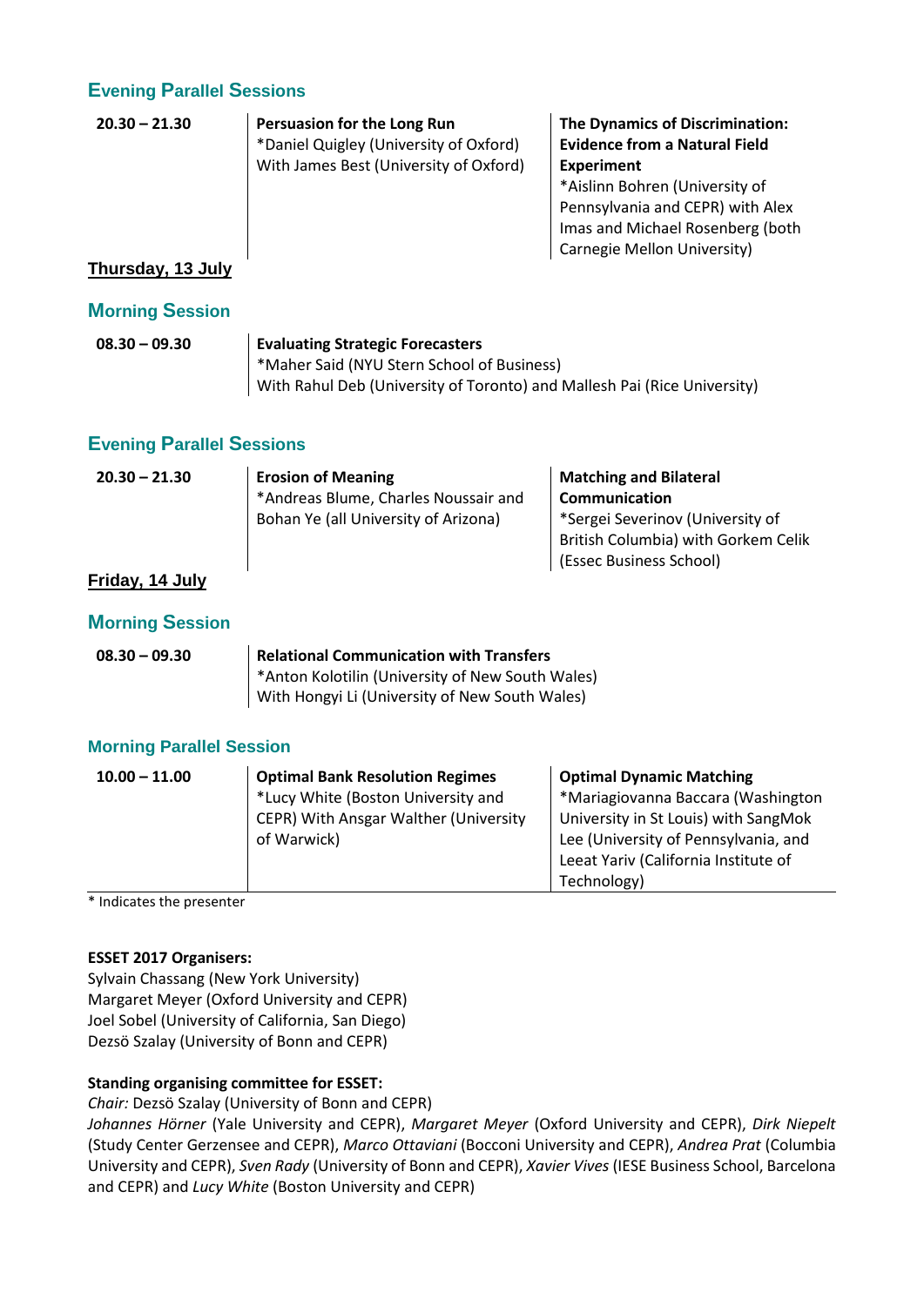## Evening Parallel Sessions

| | | |
|---|---|---|
| **20.30 – 21.30** | **Persuasion for the Long Run**<br>*Daniel Quigley (University of Oxford) With James Best (University of Oxford) | **The Dynamics of Discrimination: Evidence from a Natural Field Experiment**<br>*Aislinn Bohren (University of Pennsylvania and CEPR) with Alex Imas and Michael Rosenberg (both Carnegie Mellon University) |

# Thursday, 13 July

## Morning Session

| | |
|---|---|
| **08.30 – 09.30** | **Evaluating Strategic Forecasters**<br>*Maher Said (NYU Stern School of Business)<br>With Rahul Deb (University of Toronto) and Mallesh Pai (Rice University) |

## Evening Parallel Sessions

| | | |
|---|---|---|
| **20.30 – 21.30** | **Erosion of Meaning**<br>*Andreas Blume, Charles Noussair and Bohan Ye (all University of Arizona) | **Matching and Bilateral Communication**<br>*Sergei Severinov (University of British Columbia) with Gorkem Celik (Essec Business School) |

# Friday, 14 July

## Morning Session

| | |
|---|---|
| **08.30 – 09.30** | **Relational Communication with Transfers**<br>*Anton Kolotilin (University of New South Wales)<br>With Hongyi Li (University of New South Wales) |

## Morning Parallel Session

| | | |
|---|---|---|
| **10.00 – 11.00** | **Optimal Bank Resolution Regimes**<br>*Lucy White (Boston University and CEPR) With Ansgar Walther (University of Warwick) | **Optimal Dynamic Matching**<br>*Mariagiovanna Baccara (Washington University in St Louis) with SangMok Lee (University of Pennsylvania, and Leeat Yariv (California Institute of Technology) |

* Indicates the presenter

**ESSET 2017 Organisers:**
Sylvain Chassang (New York University)
Margaret Meyer (Oxford University and CEPR)
Joel Sobel (University of California, San Diego)
Dezsö Szalay (University of Bonn and CEPR)

**Standing organising committee for ESSET:**
*Chair:* Dezsö Szalay (University of Bonn and CEPR)
*Johannes Hörner* (Yale University and CEPR), *Margaret Meyer* (Oxford University and CEPR), *Dirk Niepelt* (Study Center Gerzensee and CEPR), *Marco Ottaviani* (Bocconi University and CEPR), *Andrea Prat* (Columbia University and CEPR), *Sven Rady* (University of Bonn and CEPR), *Xavier Vives* (IESE Business School, Barcelona and CEPR) and *Lucy White* (Boston University and CEPR)